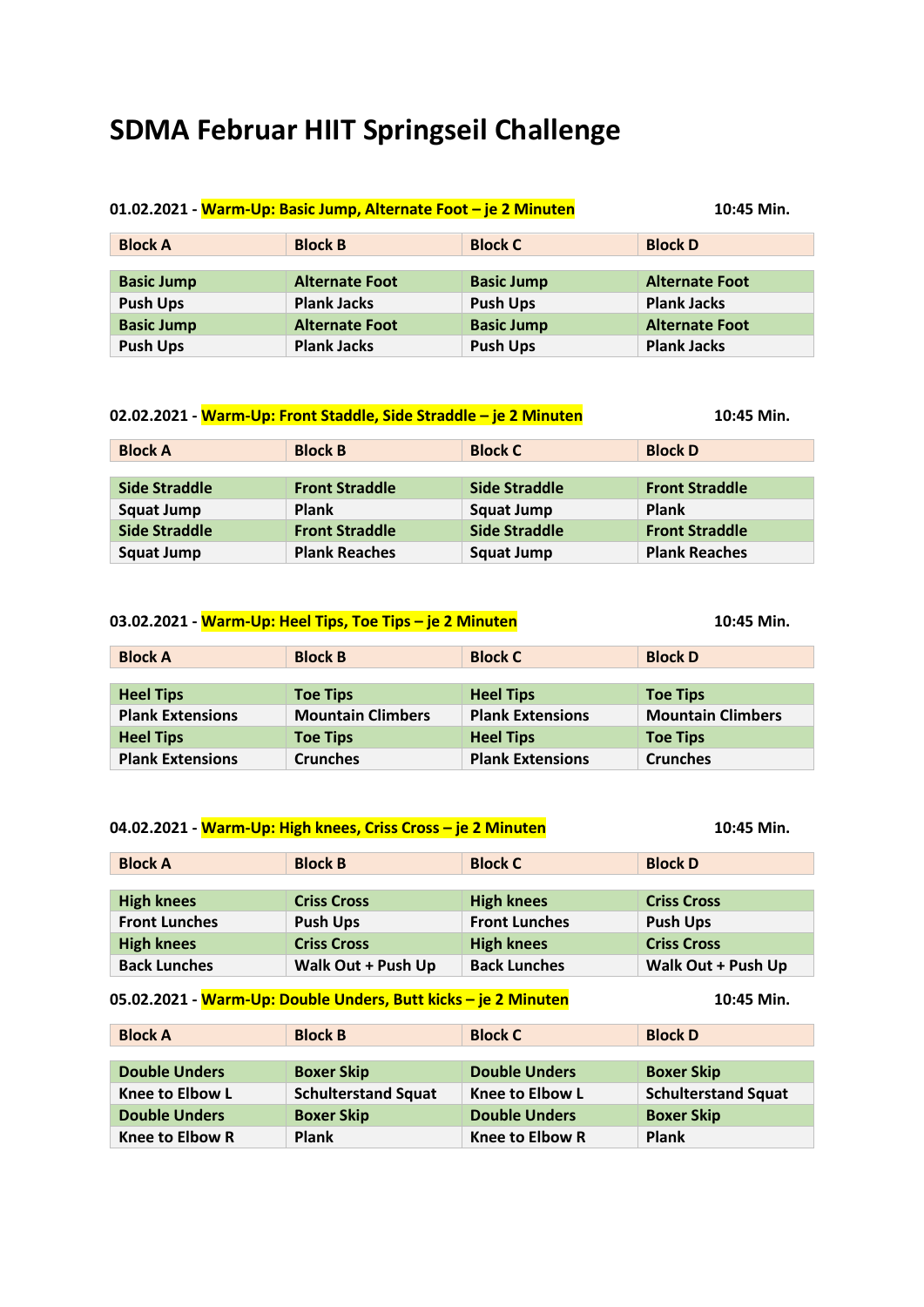# SDMA Februar HIIT Springseil Challenge

**01.02.2021 - Warm-Up: Basic Jump, Alternate Foot – je 2 Minuten** **10:45 Min.**

| Block A | Block B | Block C | Block D |
|---|---|---|---|
| Basic Jump | Alternate Foot | Basic Jump | Alternate Foot |
| Push Ups | Plank Jacks | Push Ups | Plank Jacks |
| Basic Jump | Alternate Foot | Basic Jump | Alternate Foot |
| Push Ups | Plank Jacks | Push Ups | Plank Jacks |

**02.02.2021 - Warm-Up: Front Staddle, Side Straddle – je 2 Minuten** **10:45 Min.**

| Block A | Block B | Block C | Block D |
|---|---|---|---|
| Side Straddle | Front Straddle | Side Straddle | Front Straddle |
| Squat Jump | Plank | Squat Jump | Plank |
| Side Straddle | Front Straddle | Side Straddle | Front Straddle |
| Squat Jump | Plank Reaches | Squat Jump | Plank Reaches |

**03.02.2021 - Warm-Up: Heel Tips, Toe Tips – je 2 Minuten** **10:45 Min.**

| Block A | Block B | Block C | Block D |
|---|---|---|---|
| Heel Tips | Toe Tips | Heel Tips | Toe Tips |
| Plank Extensions | Mountain Climbers | Plank Extensions | Mountain Climbers |
| Heel Tips | Toe Tips | Heel Tips | Toe Tips |
| Plank Extensions | Crunches | Plank Extensions | Crunches |

**04.02.2021 - Warm-Up: High knees, Criss Cross – je 2 Minuten** **10:45 Min.**

| Block A | Block B | Block C | Block D |
|---|---|---|---|
| High knees | Criss Cross | High knees | Criss Cross |
| Front Lunches | Push Ups | Front Lunches | Push Ups |
| High knees | Criss Cross | High knees | Criss Cross |
| Back Lunches | Walk Out + Push Up | Back Lunches | Walk Out + Push Up |

**05.02.2021 - Warm-Up: Double Unders, Butt kicks – je 2 Minuten** **10:45 Min.**

| Block A | Block B | Block C | Block D |
|---|---|---|---|
| Double Unders | Boxer Skip | Double Unders | Boxer Skip |
| Knee to Elbow L | Schulterstand Squat | Knee to Elbow L | Schulterstand Squat |
| Double Unders | Boxer Skip | Double Unders | Boxer Skip |
| Knee to Elbow R | Plank | Knee to Elbow R | Plank |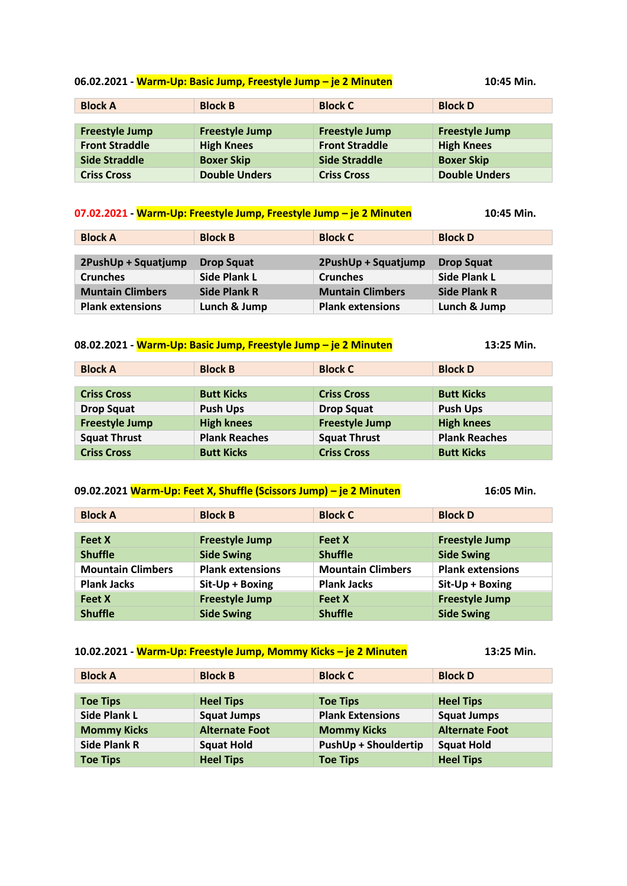**06.02.2021 - Warm-Up: Basic Jump, Freestyle Jump – je 2 Minuten** **10:45 Min.**

| Block A | Block B | Block C | Block D |
|---|---|---|---|
| Freestyle Jump | Freestyle Jump | Freestyle Jump | Freestyle Jump |
| Front Straddle | High Knees | Front Straddle | High Knees |
| Side Straddle | Boxer Skip | Side Straddle | Boxer Skip |
| Criss Cross | Double Unders | Criss Cross | Double Unders |

**07.02.2021 - Warm-Up: Freestyle Jump, Freestyle Jump – je 2 Minuten** **10:45 Min.**

| Block A | Block B | Block C | Block D |
|---|---|---|---|
| 2PushUp + Squatjump | Drop Squat | 2PushUp + Squatjump | Drop Squat |
| Crunches | Side Plank L | Crunches | Side Plank L |
| Muntain Climbers | Side Plank R | Muntain Climbers | Side Plank R |
| Plank extensions | Lunch & Jump | Plank extensions | Lunch & Jump |

**08.02.2021 - Warm-Up: Basic Jump, Freestyle Jump – je 2 Minuten** **13:25 Min.**

| Block A | Block B | Block C | Block D |
|---|---|---|---|
| Criss Cross | Butt Kicks | Criss Cross | Butt Kicks |
| Drop Squat | Push Ups | Drop Squat | Push Ups |
| Freestyle Jump | High knees | Freestyle Jump | High knees |
| Squat Thrust | Plank Reaches | Squat Thrust | Plank Reaches |
| Criss Cross | Butt Kicks | Criss Cross | Butt Kicks |

**09.02.2021 Warm-Up: Feet X, Shuffle (Scissors Jump) – je 2 Minuten** **16:05 Min.**

| Block A | Block B | Block C | Block D |
|---|---|---|---|
| Feet X | Freestyle Jump | Feet X | Freestyle Jump |
| Shuffle | Side Swing | Shuffle | Side Swing |
| Mountain Climbers | Plank extensions | Mountain Climbers | Plank extensions |
| Plank Jacks | Sit-Up + Boxing | Plank Jacks | Sit-Up + Boxing |
| Feet X | Freestyle Jump | Feet X | Freestyle Jump |
| Shuffle | Side Swing | Shuffle | Side Swing |

**10.02.2021 - Warm-Up: Freestyle Jump, Mommy Kicks – je 2 Minuten** **13:25 Min.**

| Block A | Block B | Block C | Block D |
|---|---|---|---|
| Toe Tips | Heel Tips | Toe Tips | Heel Tips |
| Side Plank L | Squat Jumps | Plank Extensions | Squat Jumps |
| Mommy Kicks | Alternate Foot | Mommy Kicks | Alternate Foot |
| Side Plank R | Squat Hold | PushUp + Shouldertip | Squat Hold |
| Toe Tips | Heel Tips | Toe Tips | Heel Tips |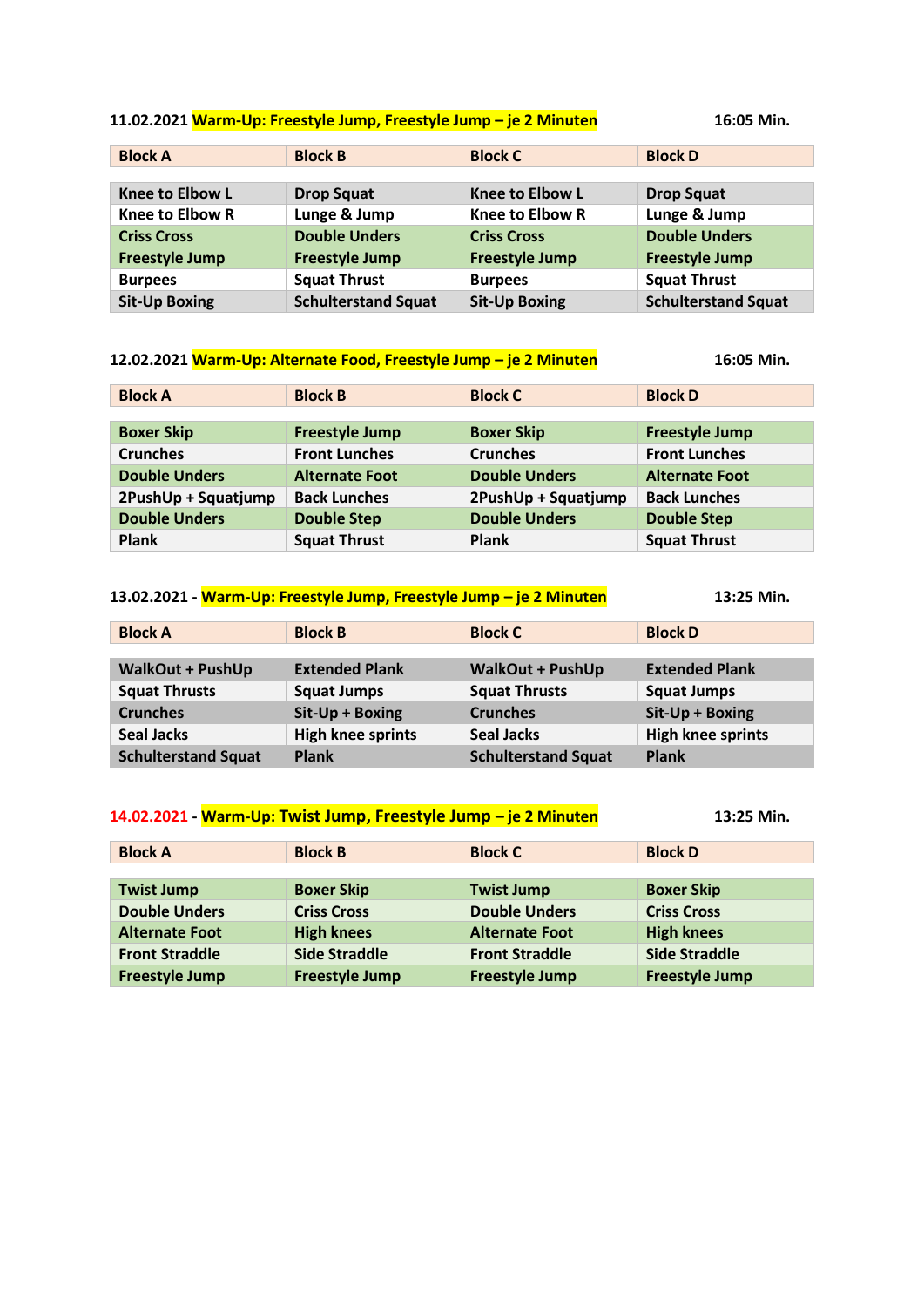11.02.2021 **Warm-Up: Freestyle Jump, Freestyle Jump – je 2 Minuten** **16:05 Min.**

| Block A | Block B | Block C | Block D |
|---|---|---|---|
| Knee to Elbow L | Drop Squat | Knee to Elbow L | Drop Squat |
| Knee to Elbow R | Lunge & Jump | Knee to Elbow R | Lunge & Jump |
| Criss Cross | Double Unders | Criss Cross | Double Unders |
| Freestyle Jump | Freestyle Jump | Freestyle Jump | Freestyle Jump |
| Burpees | Squat Thrust | Burpees | Squat Thrust |
| Sit-Up Boxing | Schulterstand Squat | Sit-Up Boxing | Schulterstand Squat |

12.02.2021 **Warm-Up: Alternate Food, Freestyle Jump – je 2 Minuten** **16:05 Min.**

| Block A | Block B | Block C | Block D |
|---|---|---|---|
| Boxer Skip | Freestyle Jump | Boxer Skip | Freestyle Jump |
| Crunches | Front Lunches | Crunches | Front Lunches |
| Double Unders | Alternate Foot | Double Unders | Alternate Foot |
| 2PushUp + Squatjump | Back Lunches | 2PushUp + Squatjump | Back Lunches |
| Double Unders | Double Step | Double Unders | Double Step |
| Plank | Squat Thrust | Plank | Squat Thrust |

13.02.2021 - **Warm-Up: Freestyle Jump, Freestyle Jump – je 2 Minuten** **13:25 Min.**

| Block A | Block B | Block C | Block D |
|---|---|---|---|
| WalkOut + PushUp | Extended Plank | WalkOut + PushUp | Extended Plank |
| Squat Thrusts | Squat Jumps | Squat Thrusts | Squat Jumps |
| Crunches | Sit-Up + Boxing | Crunches | Sit-Up + Boxing |
| Seal Jacks | High knee sprints | Seal Jacks | High knee sprints |
| Schulterstand Squat | Plank | Schulterstand Squat | Plank |

14.02.2021 - **Warm-Up: Twist Jump, Freestyle Jump – je 2 Minuten** **13:25 Min.**

| Block A | Block B | Block C | Block D |
|---|---|---|---|
| Twist Jump | Boxer Skip | Twist Jump | Boxer Skip |
| Double Unders | Criss Cross | Double Unders | Criss Cross |
| Alternate Foot | High knees | Alternate Foot | High knees |
| Front Straddle | Side Straddle | Front Straddle | Side Straddle |
| Freestyle Jump | Freestyle Jump | Freestyle Jump | Freestyle Jump |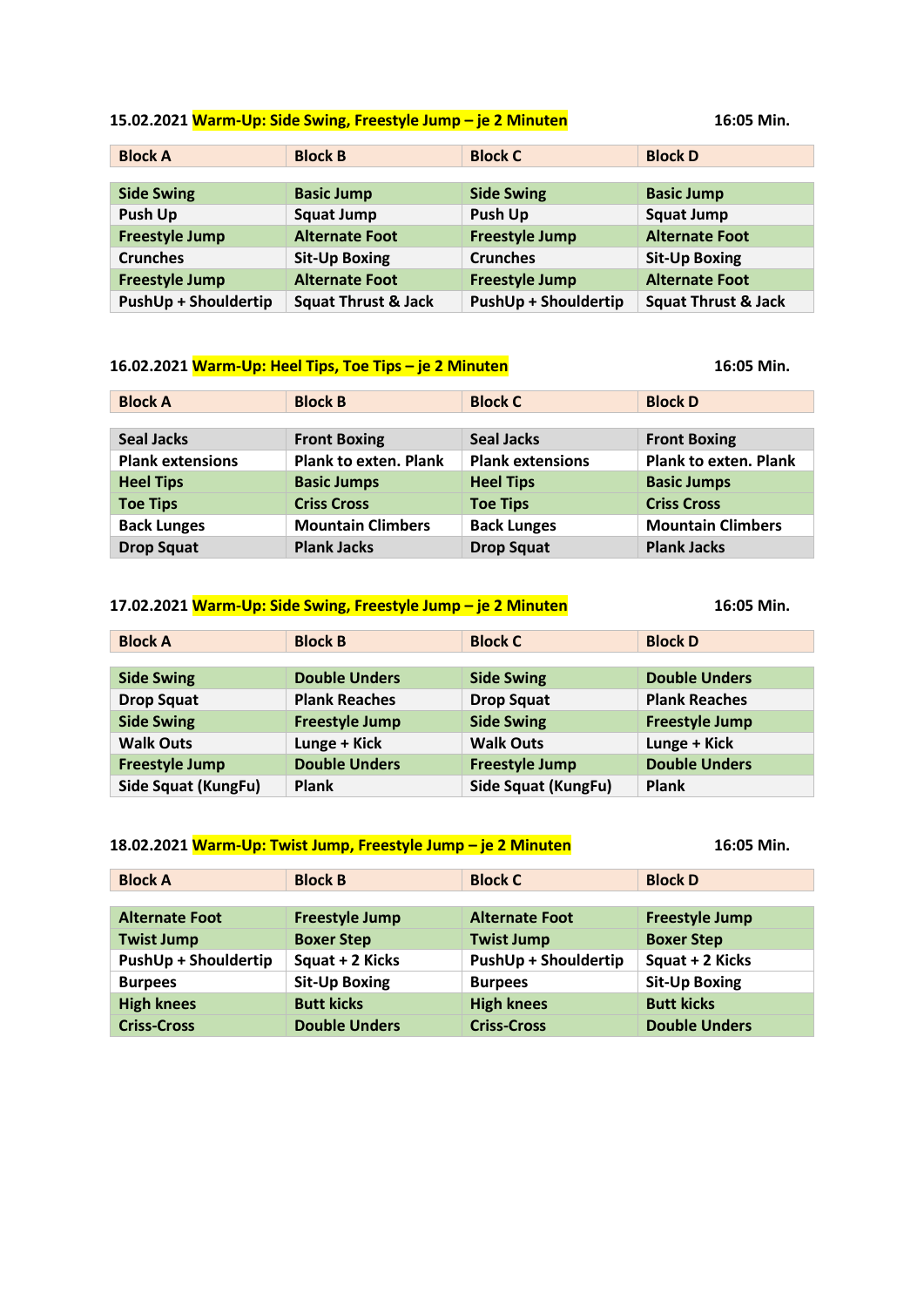**15.02.2021 Warm-Up: Side Swing, Freestyle Jump – je 2 Minuten** **16:05 Min.**

| Block A | Block B | Block C | Block D |
|---|---|---|---|
| Side Swing | Basic Jump | Side Swing | Basic Jump |
| Push Up | Squat Jump | Push Up | Squat Jump |
| Freestyle Jump | Alternate Foot | Freestyle Jump | Alternate Foot |
| Crunches | Sit-Up Boxing | Crunches | Sit-Up Boxing |
| Freestyle Jump | Alternate Foot | Freestyle Jump | Alternate Foot |
| PushUp + Shouldertip | Squat Thrust & Jack | PushUp + Shouldertip | Squat Thrust & Jack |

**16.02.2021 Warm-Up: Heel Tips, Toe Tips – je 2 Minuten** **16:05 Min.**

| Block A | Block B | Block C | Block D |
|---|---|---|---|
| Seal Jacks | Front Boxing | Seal Jacks | Front Boxing |
| Plank extensions | Plank to exten. Plank | Plank extensions | Plank to exten. Plank |
| Heel Tips | Basic Jumps | Heel Tips | Basic Jumps |
| Toe Tips | Criss Cross | Toe Tips | Criss Cross |
| Back Lunges | Mountain Climbers | Back Lunges | Mountain Climbers |
| Drop Squat | Plank Jacks | Drop Squat | Plank Jacks |

**17.02.2021 Warm-Up: Side Swing, Freestyle Jump – je 2 Minuten** **16:05 Min.**

| Block A | Block B | Block C | Block D |
|---|---|---|---|
| Side Swing | Double Unders | Side Swing | Double Unders |
| Drop Squat | Plank Reaches | Drop Squat | Plank Reaches |
| Side Swing | Freestyle Jump | Side Swing | Freestyle Jump |
| Walk Outs | Lunge + Kick | Walk Outs | Lunge + Kick |
| Freestyle Jump | Double Unders | Freestyle Jump | Double Unders |
| Side Squat (KungFu) | Plank | Side Squat (KungFu) | Plank |

**18.02.2021 Warm-Up: Twist Jump, Freestyle Jump – je 2 Minuten** **16:05 Min.**

| Block A | Block B | Block C | Block D |
|---|---|---|---|
| Alternate Foot | Freestyle Jump | Alternate Foot | Freestyle Jump |
| Twist Jump | Boxer Step | Twist Jump | Boxer Step |
| PushUp + Shouldertip | Squat + 2 Kicks | PushUp + Shouldertip | Squat + 2 Kicks |
| Burpees | Sit-Up Boxing | Burpees | Sit-Up Boxing |
| High knees | Butt kicks | High knees | Butt kicks |
| Criss-Cross | Double Unders | Criss-Cross | Double Unders |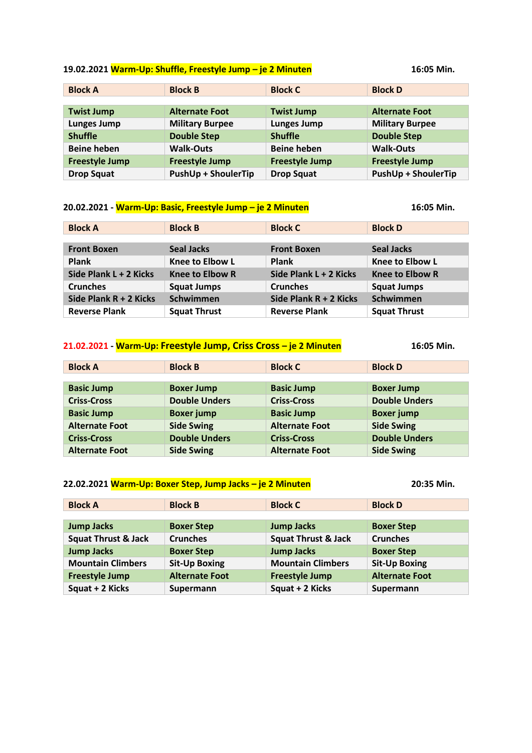**19.02.2021 Warm-Up: Shuffle, Freestyle Jump – je 2 Minuten** **16:05 Min.**

| Block A | Block B | Block C | Block D |
|---|---|---|---|
| Twist Jump | Alternate Foot | Twist Jump | Alternate Foot |
| Lunges Jump | Military Burpee | Lunges Jump | Military Burpee |
| Shuffle | Double Step | Shuffle | Double Step |
| Beine heben | Walk-Outs | Beine heben | Walk-Outs |
| Freestyle Jump | Freestyle Jump | Freestyle Jump | Freestyle Jump |
| Drop Squat | PushUp + ShoulerTip | Drop Squat | PushUp + ShoulerTip |

**20.02.2021 - Warm-Up: Basic, Freestyle Jump – je 2 Minuten** **16:05 Min.**

| Block A | Block B | Block C | Block D |
|---|---|---|---|
| Front Boxen | Seal Jacks | Front Boxen | Seal Jacks |
| Plank | Knee to Elbow L | Plank | Knee to Elbow L |
| Side Plank L + 2 Kicks | Knee to Elbow R | Side Plank L + 2 Kicks | Knee to Elbow R |
| Crunches | Squat Jumps | Crunches | Squat Jumps |
| Side Plank R + 2 Kicks | Schwimmen | Side Plank R + 2 Kicks | Schwimmen |
| Reverse Plank | Squat Thrust | Reverse Plank | Squat Thrust |

**21.02.2021 - Warm-Up: Freestyle Jump, Criss Cross – je 2 Minuten** **16:05 Min.**

| Block A | Block B | Block C | Block D |
|---|---|---|---|
| Basic Jump | Boxer Jump | Basic Jump | Boxer Jump |
| Criss-Cross | Double Unders | Criss-Cross | Double Unders |
| Basic Jump | Boxer jump | Basic Jump | Boxer jump |
| Alternate Foot | Side Swing | Alternate Foot | Side Swing |
| Criss-Cross | Double Unders | Criss-Cross | Double Unders |
| Alternate Foot | Side Swing | Alternate Foot | Side Swing |

**22.02.2021 Warm-Up: Boxer Step, Jump Jacks – je 2 Minuten** **20:35 Min.**

| Block A | Block B | Block C | Block D |
|---|---|---|---|
| Jump Jacks | Boxer Step | Jump Jacks | Boxer Step |
| Squat Thrust & Jack | Crunches | Squat Thrust & Jack | Crunches |
| Jump Jacks | Boxer Step | Jump Jacks | Boxer Step |
| Mountain Climbers | Sit-Up Boxing | Mountain Climbers | Sit-Up Boxing |
| Freestyle Jump | Alternate Foot | Freestyle Jump | Alternate Foot |
| Squat + 2 Kicks | Supermann | Squat + 2 Kicks | Supermann |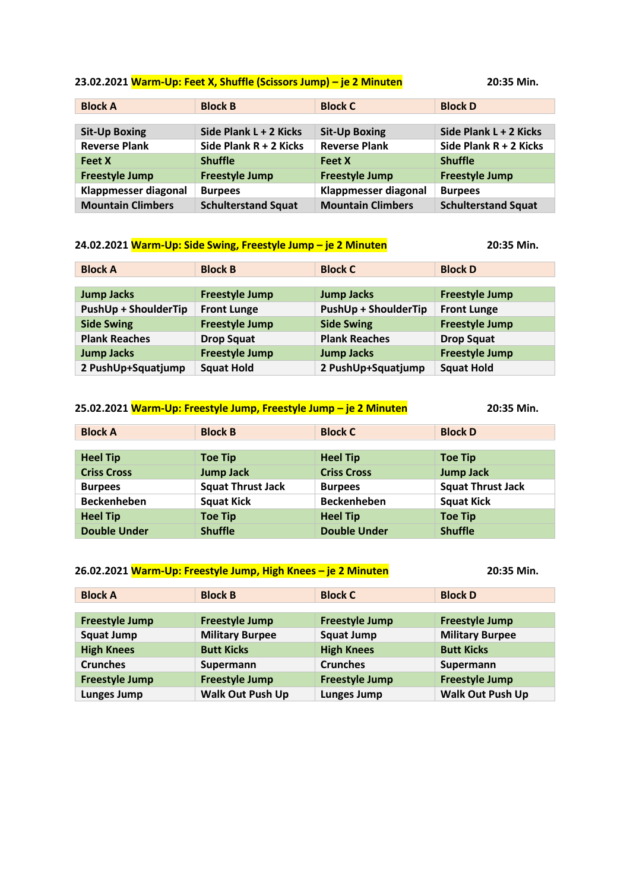**23.02.2021 Warm-Up: Feet X, Shuffle (Scissors Jump) – je 2 Minuten** **20:35 Min.**

| Block A | Block B | Block C | Block D |
|---|---|---|---|
| Sit-Up Boxing | Side Plank L + 2 Kicks | Sit-Up Boxing | Side Plank L + 2 Kicks |
| Reverse Plank | Side Plank R + 2 Kicks | Reverse Plank | Side Plank R + 2 Kicks |
| Feet X | Shuffle | Feet X | Shuffle |
| Freestyle Jump | Freestyle Jump | Freestyle Jump | Freestyle Jump |
| Klappmesser diagonal | Burpees | Klappmesser diagonal | Burpees |
| Mountain Climbers | Schulterstand Squat | Mountain Climbers | Schulterstand Squat |

**24.02.2021 Warm-Up: Side Swing, Freestyle Jump – je 2 Minuten** **20:35 Min.**

| Block A | Block B | Block C | Block D |
|---|---|---|---|
| Jump Jacks | Freestyle Jump | Jump Jacks | Freestyle Jump |
| PushUp + ShoulderTip | Front Lunge | PushUp + ShoulderTip | Front Lunge |
| Side Swing | Freestyle Jump | Side Swing | Freestyle Jump |
| Plank Reaches | Drop Squat | Plank Reaches | Drop Squat |
| Jump Jacks | Freestyle Jump | Jump Jacks | Freestyle Jump |
| 2 PushUp+Squatjump | Squat Hold | 2 PushUp+Squatjump | Squat Hold |

**25.02.2021 Warm-Up: Freestyle Jump, Freestyle Jump – je 2 Minuten** **20:35 Min.**

| Block A | Block B | Block C | Block D |
|---|---|---|---|
| Heel Tip | Toe Tip | Heel Tip | Toe Tip |
| Criss Cross | Jump Jack | Criss Cross | Jump Jack |
| Burpees | Squat Thrust Jack | Burpees | Squat Thrust Jack |
| Beckenheben | Squat Kick | Beckenheben | Squat Kick |
| Heel Tip | Toe Tip | Heel Tip | Toe Tip |
| Double Under | Shuffle | Double Under | Shuffle |

**26.02.2021 Warm-Up: Freestyle Jump, High Knees – je 2 Minuten** **20:35 Min.**

| Block A | Block B | Block C | Block D |
|---|---|---|---|
| Freestyle Jump | Freestyle Jump | Freestyle Jump | Freestyle Jump |
| Squat Jump | Military Burpee | Squat Jump | Military Burpee |
| High Knees | Butt Kicks | High Knees | Butt Kicks |
| Crunches | Supermann | Crunches | Supermann |
| Freestyle Jump | Freestyle Jump | Freestyle Jump | Freestyle Jump |
| Lunges Jump | Walk Out Push Up | Lunges Jump | Walk Out Push Up |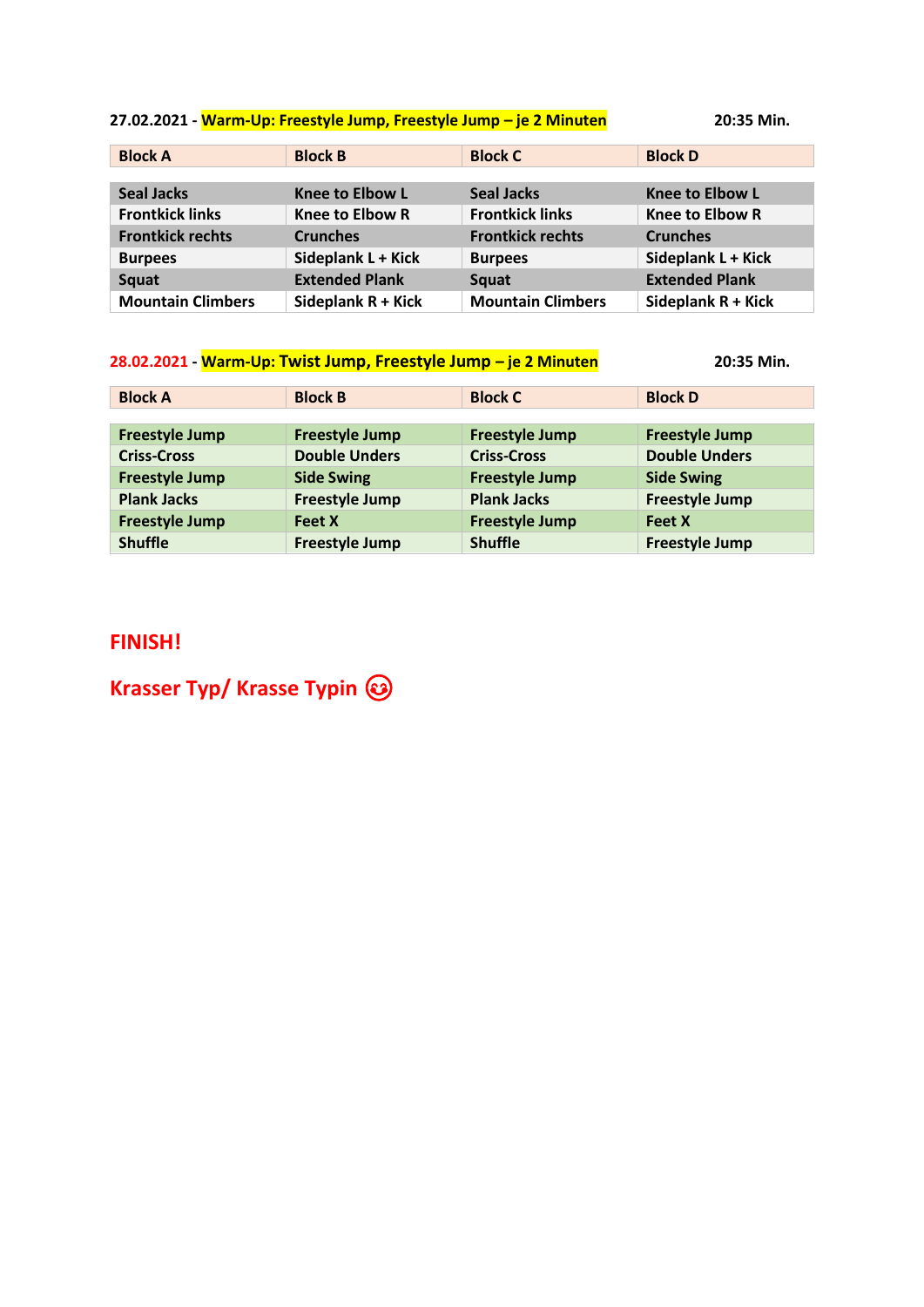**27.02.2021 - Warm-Up: Freestyle Jump, Freestyle Jump – je 2 Minuten** **20:35 Min.**

| Block A | Block B | Block C | Block D |
|---|---|---|---|
| Seal Jacks | Knee to Elbow L | Seal Jacks | Knee to Elbow L |
| Frontkick links | Knee to Elbow R | Frontkick links | Knee to Elbow R |
| Frontkick rechts | Crunches | Frontkick rechts | Crunches |
| Burpees | Sideplank L + Kick | Burpees | Sideplank L + Kick |
| Squat | Extended Plank | Squat | Extended Plank |
| Mountain Climbers | Sideplank R + Kick | Mountain Climbers | Sideplank R + Kick |

**28.02.2021 - Warm-Up: Twist Jump, Freestyle Jump – je 2 Minuten** **20:35 Min.**

| Block A | Block B | Block C | Block D |
|---|---|---|---|
| Freestyle Jump | Freestyle Jump | Freestyle Jump | Freestyle Jump |
| Criss-Cross | Double Unders | Criss-Cross | Double Unders |
| Freestyle Jump | Side Swing | Freestyle Jump | Side Swing |
| Plank Jacks | Freestyle Jump | Plank Jacks | Freestyle Jump |
| Freestyle Jump | Feet X | Freestyle Jump | Feet X |
| Shuffle | Freestyle Jump | Shuffle | Freestyle Jump |

**FINISH!**

**Krasser Typ/ Krasse Typin 😉**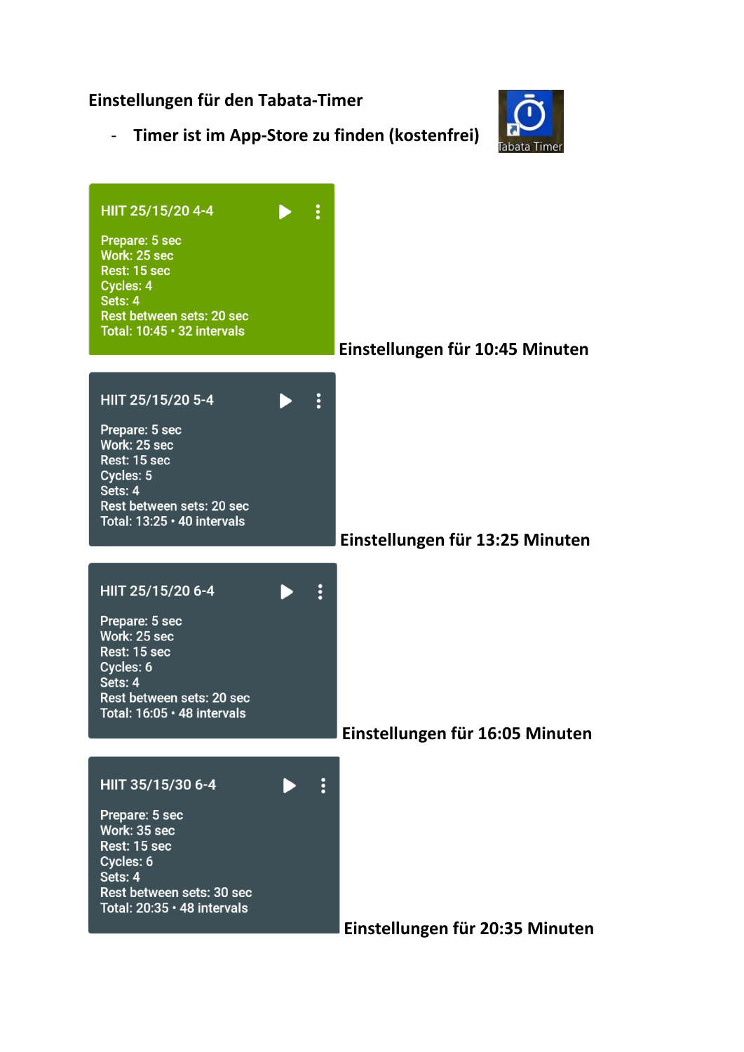**Einstellungen für den Tabata-Timer**

- **Timer ist im App-Store zu finden (kostenfrei)**

Tabata Timer

**HIIT 25/15/20 4-4**

Prepare: 5 sec
Work: 25 sec
Rest: 15 sec
Cycles: 4
Sets: 4
Rest between sets: 20 sec
Total: 10:45 • 32 intervals

**Einstellungen für 10:45 Minuten**

**HIIT 25/15/20 5-4**

Prepare: 5 sec
Work: 25 sec
Rest: 15 sec
Cycles: 5
Sets: 4
Rest between sets: 20 sec
Total: 13:25 • 40 intervals

**Einstellungen für 13:25 Minuten**

**HIIT 25/15/20 6-4**

Prepare: 5 sec
Work: 25 sec
Rest: 15 sec
Cycles: 6
Sets: 4
Rest between sets: 20 sec
Total: 16:05 • 48 intervals

**Einstellungen für 16:05 Minuten**

**HIIT 35/15/30 6-4**

Prepare: 5 sec
Work: 35 sec
Rest: 15 sec
Cycles: 6
Sets: 4
Rest between sets: 30 sec
Total: 20:35 • 48 intervals

**Einstellungen für 20:35 Minuten**